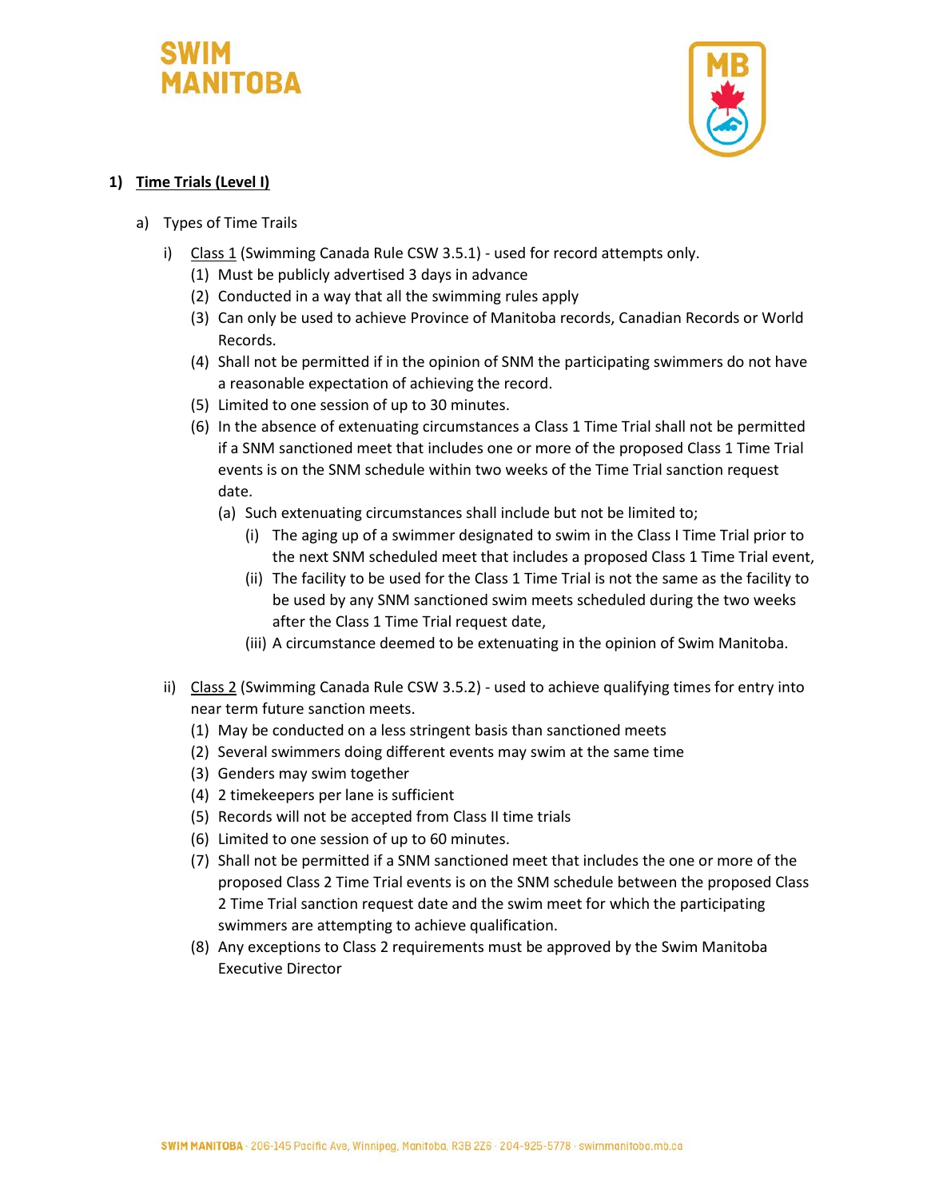## 1) Time Trials (Level I)

a) Types of Time Trails

i) Class 1 (Swimming Canada Rule CSW 3.5.1) - used for record attempts only.

(1) Must be publicly advertised 3 days in advance

(2) Conducted in a way that all the swimming rules apply

(3) Can only be used to achieve Province of Manitoba records, Canadian Records or World Records.

(4) Shall not be permitted if in the opinion of SNM the participating swimmers do not have a reasonable expectation of achieving the record.

(5) Limited to one session of up to 30 minutes.

(6) In the absence of extenuating circumstances a Class 1 Time Trial shall not be permitted if a SNM sanctioned meet that includes one or more of the proposed Class 1 Time Trial events is on the SNM schedule within two weeks of the Time Trial sanction request date.

(a) Such extenuating circumstances shall include but not be limited to;

(i) The aging up of a swimmer designated to swim in the Class I Time Trial prior to the next SNM scheduled meet that includes a proposed Class 1 Time Trial event,

(ii) The facility to be used for the Class 1 Time Trial is not the same as the facility to be used by any SNM sanctioned swim meets scheduled during the two weeks after the Class 1 Time Trial request date,

(iii) A circumstance deemed to be extenuating in the opinion of Swim Manitoba.

ii) Class 2 (Swimming Canada Rule CSW 3.5.2) - used to achieve qualifying times for entry into near term future sanction meets.

(1) May be conducted on a less stringent basis than sanctioned meets

(2) Several swimmers doing different events may swim at the same time

(3) Genders may swim together

(4) 2 timekeepers per lane is sufficient

(5) Records will not be accepted from Class II time trials

(6) Limited to one session of up to 60 minutes.

(7) Shall not be permitted if a SNM sanctioned meet that includes the one or more of the proposed Class 2 Time Trial events is on the SNM schedule between the proposed Class 2 Time Trial sanction request date and the swim meet for which the participating swimmers are attempting to achieve qualification.

(8) Any exceptions to Class 2 requirements must be approved by the Swim Manitoba Executive Director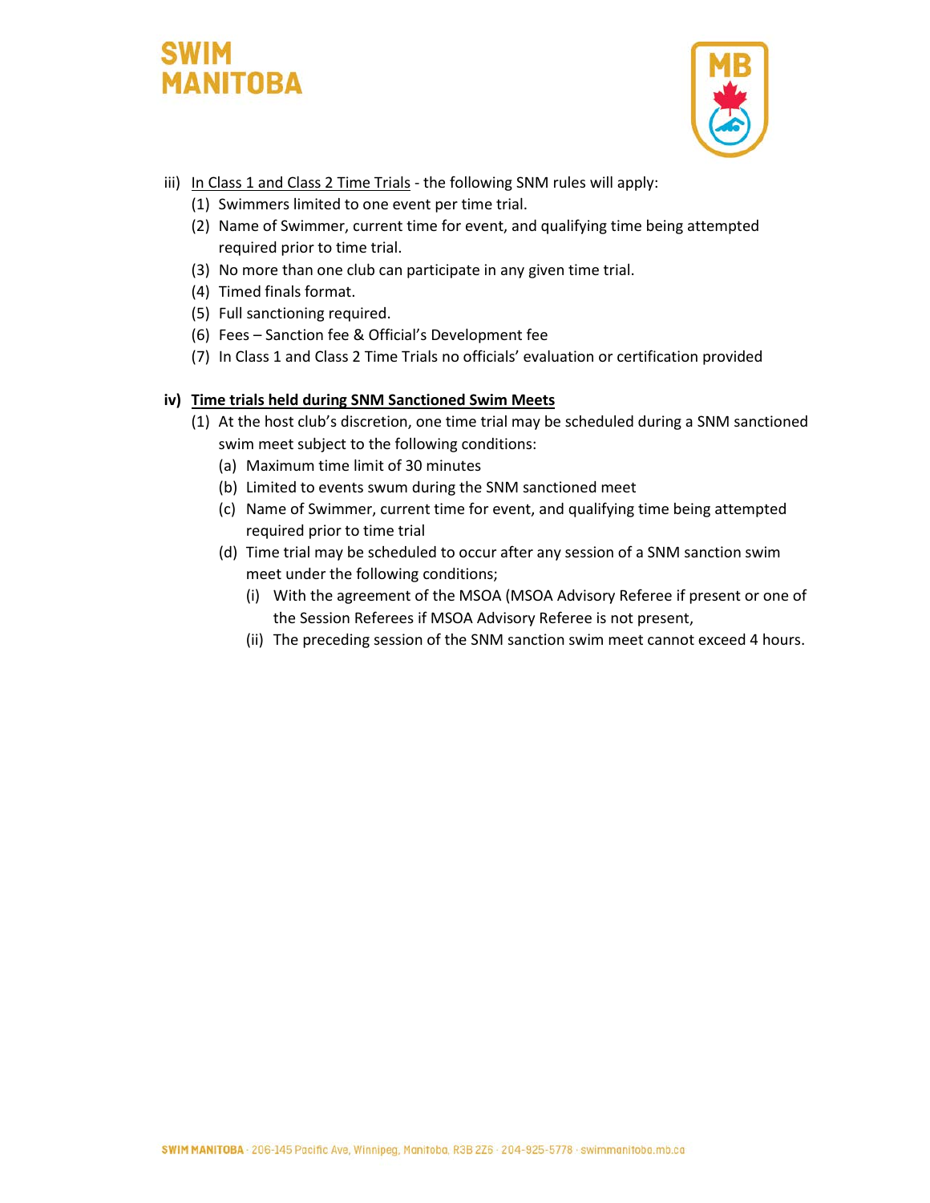iii) <u>In Class 1 and Class 2 Time Trials</u> - the following SNM rules will apply:

(1) Swimmers limited to one event per time trial.

(2) Name of Swimmer, current time for event, and qualifying time being attempted required prior to time trial.

(3) No more than one club can participate in any given time trial.

(4) Timed finals format.

(5) Full sanctioning required.

(6) Fees – Sanction fee & Official's Development fee

(7) In Class 1 and Class 2 Time Trials no officials' evaluation or certification provided

**iv) <u>Time trials held during SNM Sanctioned Swim Meets</u>**

(1) At the host club's discretion, one time trial may be scheduled during a SNM sanctioned swim meet subject to the following conditions:

(a) Maximum time limit of 30 minutes

(b) Limited to events swum during the SNM sanctioned meet

(c) Name of Swimmer, current time for event, and qualifying time being attempted required prior to time trial

(d) Time trial may be scheduled to occur after any session of a SNM sanction swim meet under the following conditions;

(i) With the agreement of the MSOA (MSOA Advisory Referee if present or one of the Session Referees if MSOA Advisory Referee is not present,

(ii) The preceding session of the SNM sanction swim meet cannot exceed 4 hours.